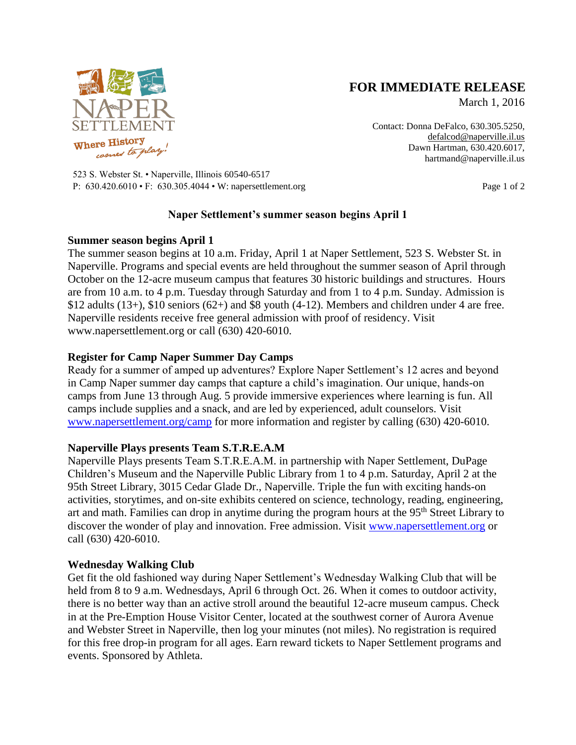**FOR IMMEDIATE RELEASE**

March 1, 2016

Contact: Donna DeFalco, 630.305.5250, defalcod@naperville.il.us
Dawn Hartman, 630.420.6017, hartmand@naperville.il.us

523 S. Webster St. • Naperville, Illinois 60540-6517
P: 630.420.6010 • F: 630.305.4044 • W: napersettlement.org

# Naper Settlement's summer season begins April 1

## Summer season begins April 1

The summer season begins at 10 a.m. Friday, April 1 at Naper Settlement, 523 S. Webster St. in Naperville. Programs and special events are held throughout the summer season of April through October on the 12-acre museum campus that features 30 historic buildings and structures. Hours are from 10 a.m. to 4 p.m. Tuesday through Saturday and from 1 to 4 p.m. Sunday. Admission is $12 adults (13+), $10 seniors (62+) and $8 youth (4-12). Members and children under 4 are free. Naperville residents receive free general admission with proof of residency. Visit www.napersettlement.org or call (630) 420-6010.

## Register for Camp Naper Summer Day Camps

Ready for a summer of amped up adventures? Explore Naper Settlement's 12 acres and beyond in Camp Naper summer day camps that capture a child's imagination. Our unique, hands-on camps from June 13 through Aug. 5 provide immersive experiences where learning is fun. All camps include supplies and a snack, and are led by experienced, adult counselors. Visit www.napersettlement.org/camp for more information and register by calling (630) 420-6010.

## Naperville Plays presents Team S.T.R.E.A.M

Naperville Plays presents Team S.T.R.E.A.M. in partnership with Naper Settlement, DuPage Children's Museum and the Naperville Public Library from 1 to 4 p.m. Saturday, April 2 at the 95th Street Library, 3015 Cedar Glade Dr., Naperville. Triple the fun with exciting hands-on activities, storytimes, and on-site exhibits centered on science, technology, reading, engineering, art and math. Families can drop in anytime during the program hours at the 95th Street Library to discover the wonder of play and innovation. Free admission. Visit www.napersettlement.org or call (630) 420-6010.

## Wednesday Walking Club

Get fit the old fashioned way during Naper Settlement's Wednesday Walking Club that will be held from 8 to 9 a.m. Wednesdays, April 6 through Oct. 26. When it comes to outdoor activity, there is no better way than an active stroll around the beautiful 12-acre museum campus. Check in at the Pre-Emption House Visitor Center, located at the southwest corner of Aurora Avenue and Webster Street in Naperville, then log your minutes (not miles). No registration is required for this free drop-in program for all ages. Earn reward tickets to Naper Settlement programs and events. Sponsored by Athleta.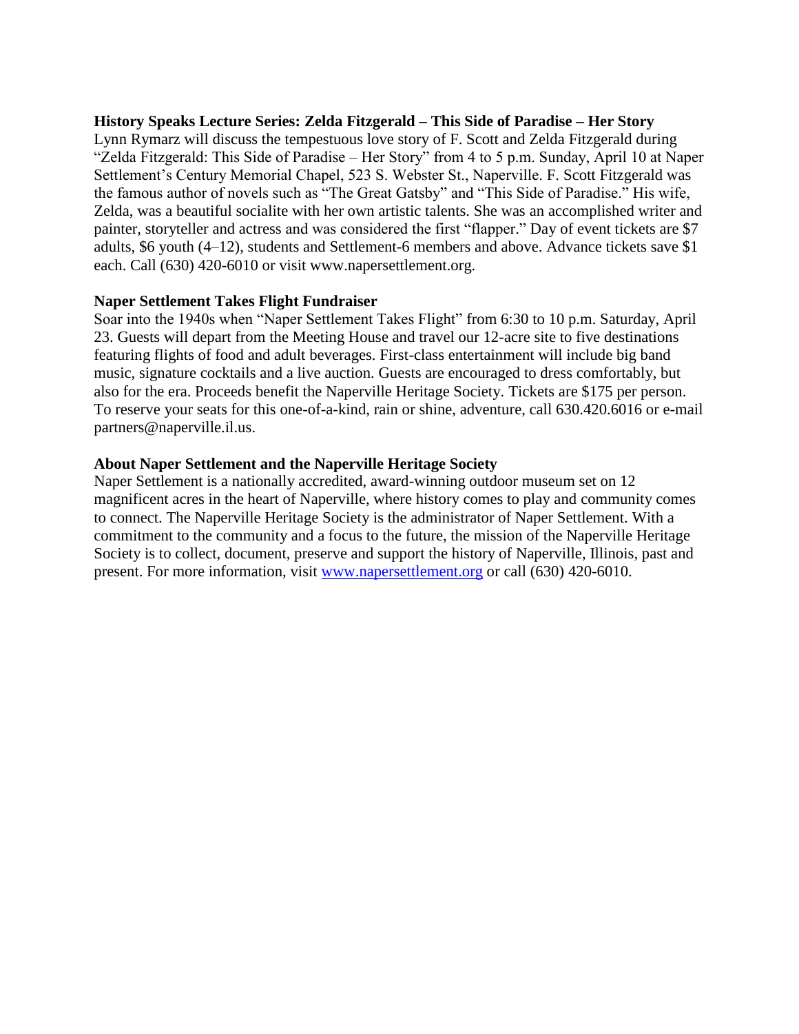**History Speaks Lecture Series: Zelda Fitzgerald – This Side of Paradise – Her Story**
Lynn Rymarz will discuss the tempestuous love story of F. Scott and Zelda Fitzgerald during "Zelda Fitzgerald: This Side of Paradise – Her Story" from 4 to 5 p.m. Sunday, April 10 at Naper Settlement's Century Memorial Chapel, 523 S. Webster St., Naperville. F. Scott Fitzgerald was the famous author of novels such as "The Great Gatsby" and "This Side of Paradise." His wife, Zelda, was a beautiful socialite with her own artistic talents. She was an accomplished writer and painter, storyteller and actress and was considered the first "flapper." Day of event tickets are $7 adults, $6 youth (4–12), students and Settlement-6 members and above. Advance tickets save $1 each. Call (630) 420-6010 or visit www.napersettlement.org.

**Naper Settlement Takes Flight Fundraiser**
Soar into the 1940s when "Naper Settlement Takes Flight" from 6:30 to 10 p.m. Saturday, April 23. Guests will depart from the Meeting House and travel our 12-acre site to five destinations featuring flights of food and adult beverages. First-class entertainment will include big band music, signature cocktails and a live auction. Guests are encouraged to dress comfortably, but also for the era. Proceeds benefit the Naperville Heritage Society. Tickets are $175 per person. To reserve your seats for this one-of-a-kind, rain or shine, adventure, call 630.420.6016 or e-mail partners@naperville.il.us.

**About Naper Settlement and the Naperville Heritage Society**
Naper Settlement is a nationally accredited, award-winning outdoor museum set on 12 magnificent acres in the heart of Naperville, where history comes to play and community comes to connect. The Naperville Heritage Society is the administrator of Naper Settlement. With a commitment to the community and a focus to the future, the mission of the Naperville Heritage Society is to collect, document, preserve and support the history of Naperville, Illinois, past and present. For more information, visit www.napersettlement.org or call (630) 420-6010.